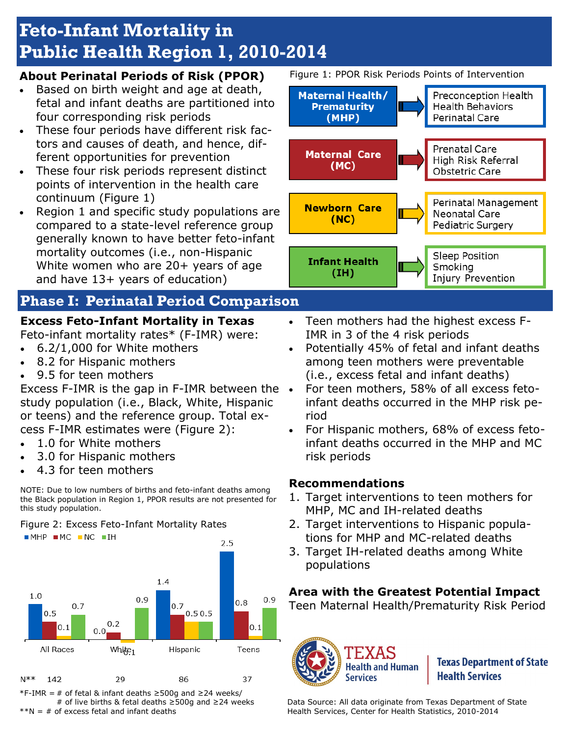# Feto-Infant Mortality in Public Health Region 1, 2010-2014

### About Perinatal Periods of Risk (PPOR)

- Based on birth weight and age at death, fetal and infant deaths are partitioned into four corresponding risk periods
- These four periods have different risk factors and causes of death, and hence, different opportunities for prevention
- These four risk periods represent distinct points of intervention in the health care continuum (Figure 1)
- Region 1 and specific study populations are compared to a state-level reference group generally known to have better feto-infant mortality outcomes (i.e., non-Hispanic White women who are 20+ years of age and have 13+ years of education)

Figure 1: PPOR Risk Periods Points of Intervention

| Risk Period | Points of Intervention |
|---|---|
| Maternal Health/ Prematurity (MHP) | Preconception Health, Health Behaviors, Perinatal Care |
| Maternal Care (MC) | Prenatal Care, High Risk Referral, Obstetric Care |
| Newborn Care (NC) | Perinatal Management, Neonatal Care, Pediatric Surgery |
| Infant Health (IH) | Sleep Position, Smoking, Injury Prevention |

## Phase I: Perinatal Period Comparison

### Excess Feto-Infant Mortality in Texas

Feto-infant mortality rates* (F-IMR) were:

- 6.2/1,000 for White mothers
- 8.2 for Hispanic mothers
- 9.5 for teen mothers

Excess F-IMR is the gap in F-IMR between the study population (i.e., Black, White, Hispanic or teens) and the reference group. Total excess F-IMR estimates were (Figure 2):

- 1.0 for White mothers
- 3.0 for Hispanic mothers
- 4.3 for teen mothers

NOTE: Due to low numbers of births and feto-infant deaths among the Black population in Region 1, PPOR results are not presented for this study population.

Figure 2: Excess Feto-Infant Mortality Rates

| | MHP | MC | NC | IH | N** |
|---|---|---|---|---|---|
| All Races | 1.0 | 0.5 | 0.1 | 0.7 | 142 |
| White | 0.0 | 0.2 | -0.1 | 0.9 | 29 |
| Hispanic | 1.4 | 0.7 | 0.5 | 0.5 | 86 |
| Teens | 2.5 | 0.8 | 0.1 | 0.9 | 37 |

*F-IMR = # of fetal & infant deaths ≥500g and ≥24 weeks/ # of live births & fetal deaths ≥500g and ≥24 weeks

**N = # of excess fetal and infant deaths

- Teen mothers had the highest excess F-IMR in 3 of the 4 risk periods
- Potentially 45% of fetal and infant deaths among teen mothers were preventable (i.e., excess fetal and infant deaths)
- For teen mothers, 58% of all excess feto-infant deaths occurred in the MHP risk period
- For Hispanic mothers, 68% of excess feto-infant deaths occurred in the MHP and MC risk periods

### Recommendations

1. Target interventions to teen mothers for MHP, MC and IH-related deaths
2. Target interventions to Hispanic populations for MHP and MC-related deaths
3. Target IH-related deaths among White populations

### Area with the Greatest Potential Impact

Teen Maternal Health/Prematurity Risk Period

TEXAS Health and Human Services | Texas Department of State Health Services

Data Source: All data originate from Texas Department of State Health Services, Center for Health Statistics, 2010-2014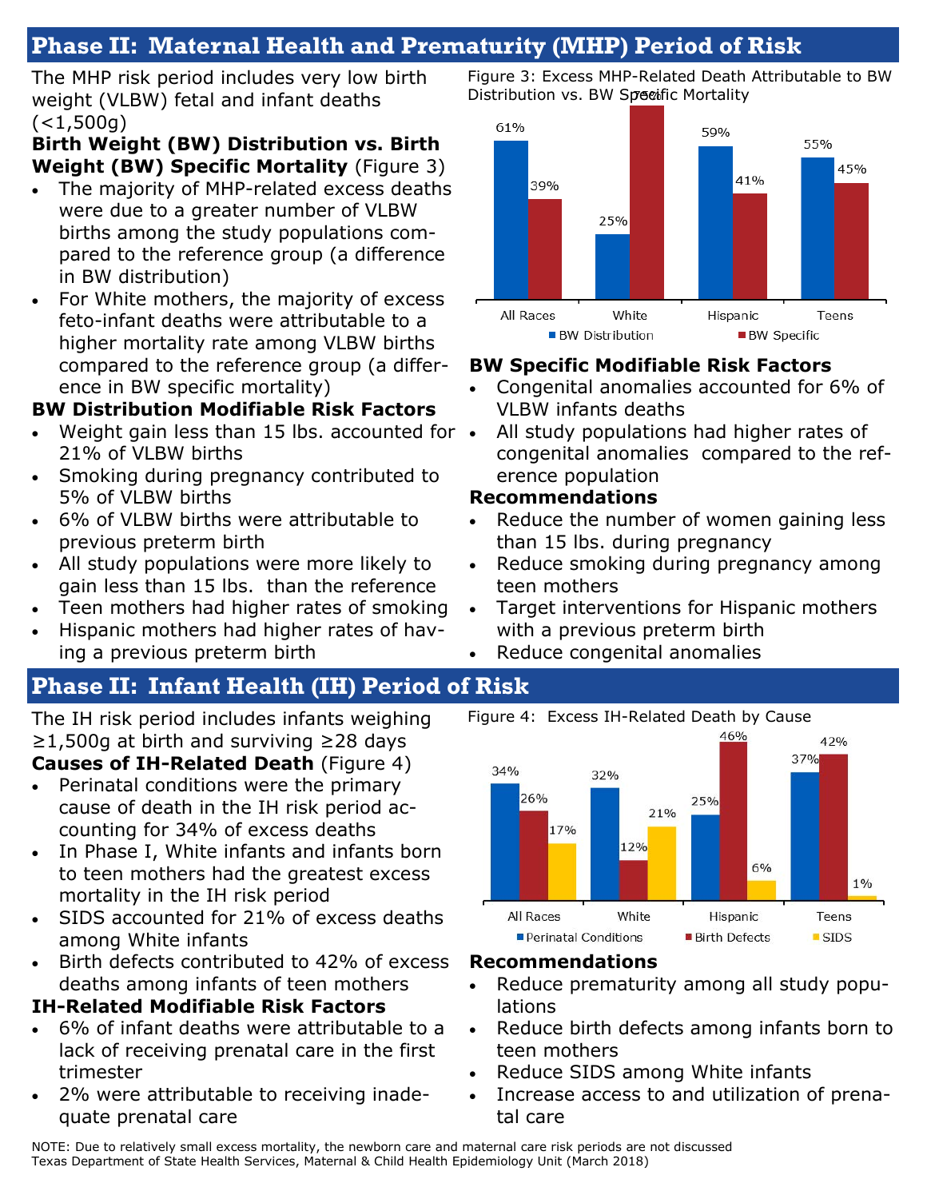## Phase II: Maternal Health and Prematurity (MHP) Period of Risk

The MHP risk period includes very low birth weight (VLBW) fetal and infant deaths (<1,500g)

**Birth Weight (BW) Distribution vs. Birth Weight (BW) Specific Mortality** (Figure 3)

- The majority of MHP-related excess deaths were due to a greater number of VLBW births among the study populations compared to the reference group (a difference in BW distribution)
- For White mothers, the majority of excess feto-infant deaths were attributable to a higher mortality rate among VLBW births compared to the reference group (a difference in BW specific mortality)

**BW Distribution Modifiable Risk Factors**

- Weight gain less than 15 lbs. accounted for 21% of VLBW births
- Smoking during pregnancy contributed to 5% of VLBW births
- 6% of VLBW births were attributable to previous preterm birth
- All study populations were more likely to gain less than 15 lbs. than the reference
- Teen mothers had higher rates of smoking
- Hispanic mothers had higher rates of having a previous preterm birth

Figure 3: Excess MHP-Related Death Attributable to BW Distribution vs. BW Specific Mortality

All Races: 61%, 39%
White: 25%, 75%
Hispanic: 59%, 41%
Teens: 55%, 45%
BW Distribution
BW Specific

**BW Specific Modifiable Risk Factors**

- Congenital anomalies accounted for 6% of VLBW infants deaths
- All study populations had higher rates of congenital anomalies compared to the reference population

**Recommendations**

- Reduce the number of women gaining less than 15 lbs. during pregnancy
- Reduce smoking during pregnancy among teen mothers
- Target interventions for Hispanic mothers with a previous preterm birth
- Reduce congenital anomalies

## Phase II: Infant Health (IH) Period of Risk

The IH risk period includes infants weighing ≥1,500g at birth and surviving ≥28 days

**Causes of IH-Related Death** (Figure 4)

- Perinatal conditions were the primary cause of death in the IH risk period accounting for 34% of excess deaths
- In Phase I, White infants and infants born to teen mothers had the greatest excess mortality in the IH risk period
- SIDS accounted for 21% of excess deaths among White infants
- Birth defects contributed to 42% of excess deaths among infants of teen mothers

**IH-Related Modifiable Risk Factors**

- 6% of infant deaths were attributable to a lack of receiving prenatal care in the first trimester
- 2% were attributable to receiving inadequate prenatal care

Figure 4: Excess IH-Related Death by Cause

All Races: 34%, 26%, 17%
White: 32%, 12%, 21%
Hispanic: 25%, 46%, 6%
Teens: 37%, 42%, 1%
Perinatal Conditions
Birth Defects
SIDS

**Recommendations**

- Reduce prematurity among all study populations
- Reduce birth defects among infants born to teen mothers
- Reduce SIDS among White infants
- Increase access to and utilization of prenatal care

NOTE: Due to relatively small excess mortality, the newborn care and maternal care risk periods are not discussed
Texas Department of State Health Services, Maternal & Child Health Epidemiology Unit (March 2018)